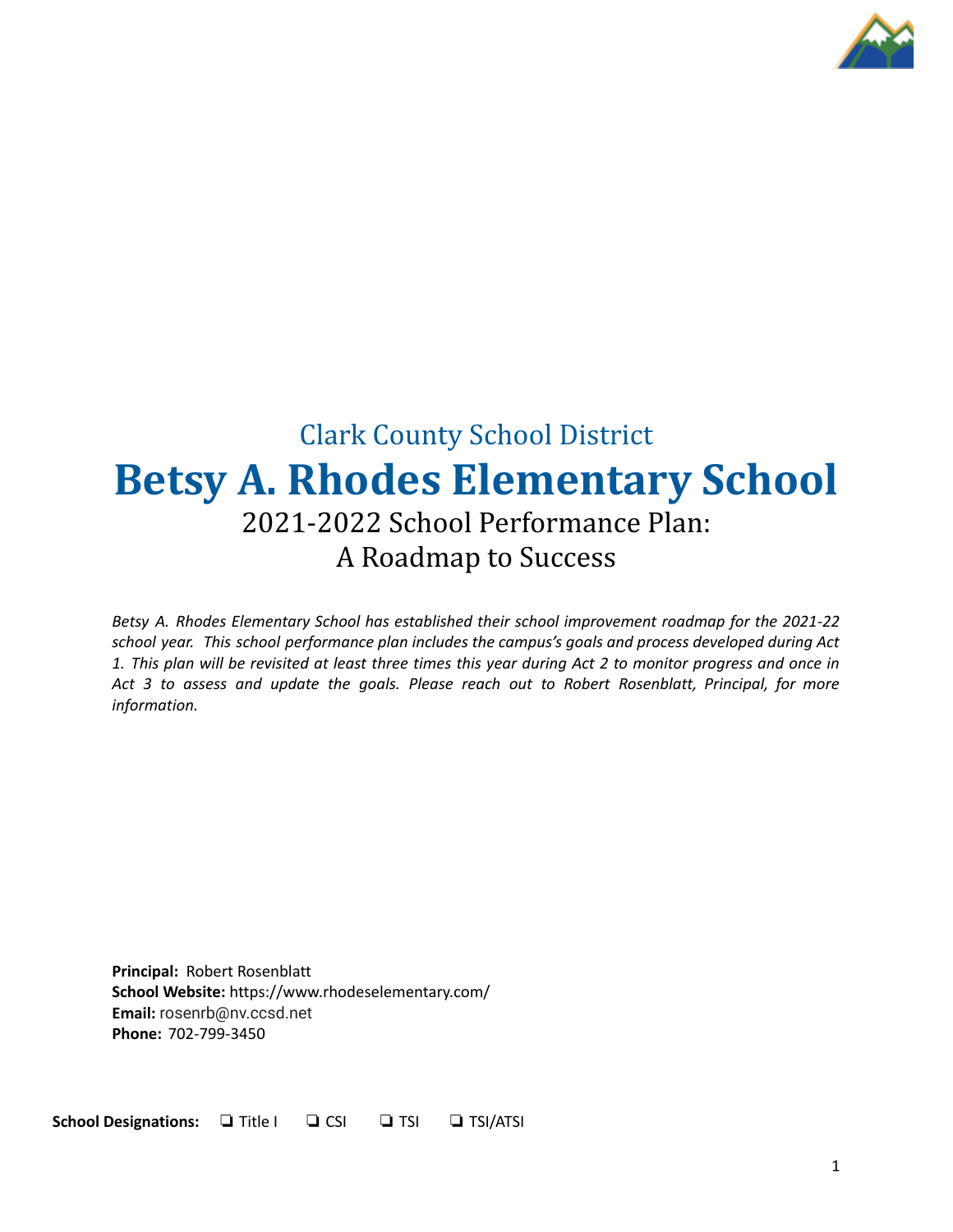Clark County School District

# Betsy A. Rhodes Elementary School

## 2021-2022 School Performance Plan: A Roadmap to Success

*Betsy A. Rhodes Elementary School has established their school improvement roadmap for the 2021-22 school year. This school performance plan includes the campus's goals and process developed during Act 1. This plan will be revisited at least three times this year during Act 2 to monitor progress and once in Act 3 to assess and update the goals. Please reach out to Robert Rosenblatt, Principal, for more information.*

**Principal:** Robert Rosenblatt
**School Website:** https://www.rhodeselementary.com/
**Email:** rosenrb@nv.ccsd.net
**Phone:** 702-799-3450

**School Designations:** ❏ Title I ❏ CSI ❏ TSI ❏ TSI/ATSI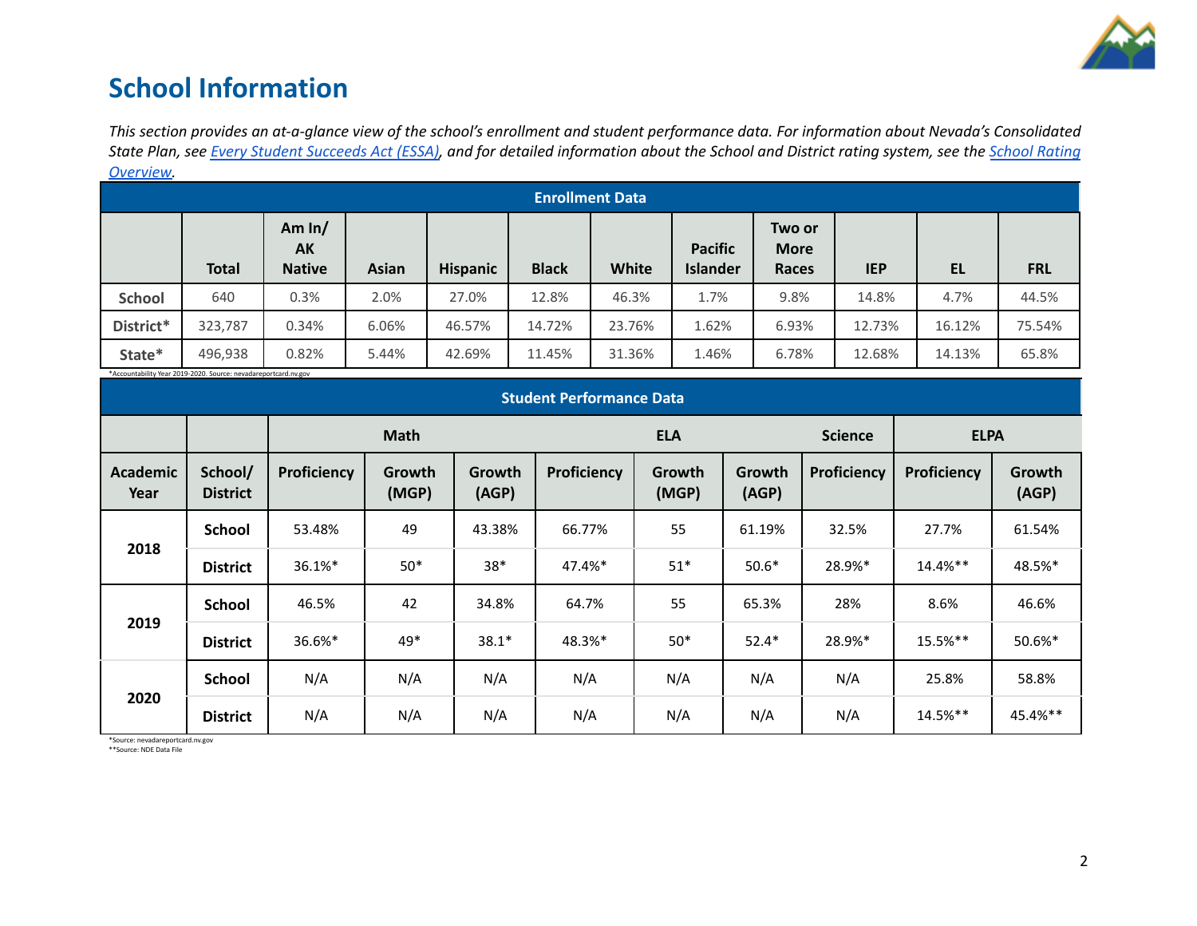# School Information

*This section provides an at-a-glance view of the school's enrollment and student performance data. For information about Nevada's Consolidated State Plan, see [Every Student Succeeds Act (ESSA)](), and for detailed information about the School and District rating system, see the [School Rating Overview]().*

| Enrollment Data | | | | | | | | | | | |
|---|---|---|---|---|---|---|---|---|---|---|---|
| | Total | Am In/ AK Native | Asian | Hispanic | Black | White | Pacific Islander | Two or More Races | IEP | EL | FRL |
| School | 640 | 0.3% | 2.0% | 27.0% | 12.8% | 46.3% | 1.7% | 9.8% | 14.8% | 4.7% | 44.5% |
| District* | 323,787 | 0.34% | 6.06% | 46.57% | 14.72% | 23.76% | 1.62% | 6.93% | 12.73% | 16.12% | 75.54% |
| State* | 496,938 | 0.82% | 5.44% | 42.69% | 11.45% | 31.36% | 1.46% | 6.78% | 12.68% | 14.13% | 65.8% |

*Accountability Year 2019-2020. Source: nevadareportcard.nv.gov

| Student Performance Data | | | | | | | | | | |
|---|---|---|---|---|---|---|---|---|---|---|
| | | Math | | | ELA | | | Science | ELPA | |
| Academic Year | School/ District | Proficiency | Growth (MGP) | Growth (AGP) | Proficiency | Growth (MGP) | Growth (AGP) | Proficiency | Proficiency | Growth (AGP) |
| 2018 | School | 53.48% | 49 | 43.38% | 66.77% | 55 | 61.19% | 32.5% | 27.7% | 61.54% |
| | District | 36.1%* | 50* | 38* | 47.4%* | 51* | 50.6* | 28.9%* | 14.4%** | 48.5%* |
| 2019 | School | 46.5% | 42 | 34.8% | 64.7% | 55 | 65.3% | 28% | 8.6% | 46.6% |
| | District | 36.6%* | 49* | 38.1* | 48.3%* | 50* | 52.4* | 28.9%* | 15.5%** | 50.6%* |
| 2020 | School | N/A | N/A | N/A | N/A | N/A | N/A | N/A | 25.8% | 58.8% |
| | District | N/A | N/A | N/A | N/A | N/A | N/A | N/A | 14.5%** | 45.4%** |

*Source: nevadareportcard.nv.gov
**Source: NDE Data File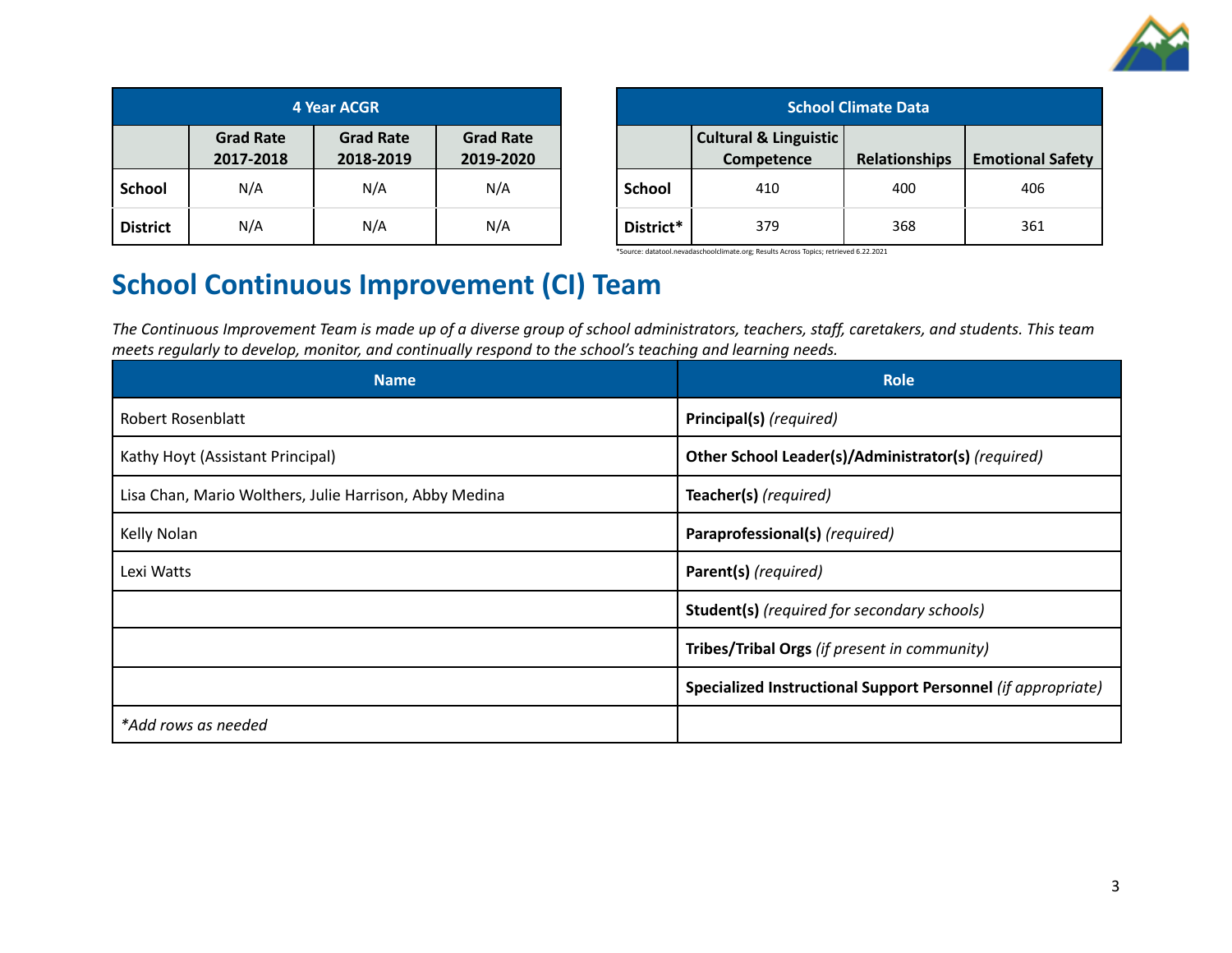| 4 Year ACGR | | | |
|---|---|---|---|
| | Grad Rate 2017-2018 | Grad Rate 2018-2019 | Grad Rate 2019-2020 |
| **School** | N/A | N/A | N/A |
| **District** | N/A | N/A | N/A |

| School Climate Data | | | |
|---|---|---|---|
| | Cultural & Linguistic Competence | Relationships | Emotional Safety |
| **School** | 410 | 400 | 406 |
| **District*** | 379 | 368 | 361 |

*Source: datatool.nevadaschoolclimate.org; Results Across Topics; retrieved 6.22.2021

## School Continuous Improvement (CI) Team

*The Continuous Improvement Team is made up of a diverse group of school administrators, teachers, staff, caretakers, and students. This team meets regularly to develop, monitor, and continually respond to the school's teaching and learning needs.*

| Name | Role |
|---|---|
| Robert Rosenblatt | **Principal(s)** *(required)* |
| Kathy Hoyt (Assistant Principal) | **Other School Leader(s)/Administrator(s)** *(required)* |
| Lisa Chan, Mario Wolthers, Julie Harrison, Abby Medina | **Teacher(s)** *(required)* |
| Kelly Nolan | **Paraprofessional(s)** *(required)* |
| Lexi Watts | **Parent(s)** *(required)* |
| | **Student(s)** *(required for secondary schools)* |
| | **Tribes/Tribal Orgs** *(if present in community)* |
| | **Specialized Instructional Support Personnel** *(if appropriate)* |
| *\*Add rows as needed* | |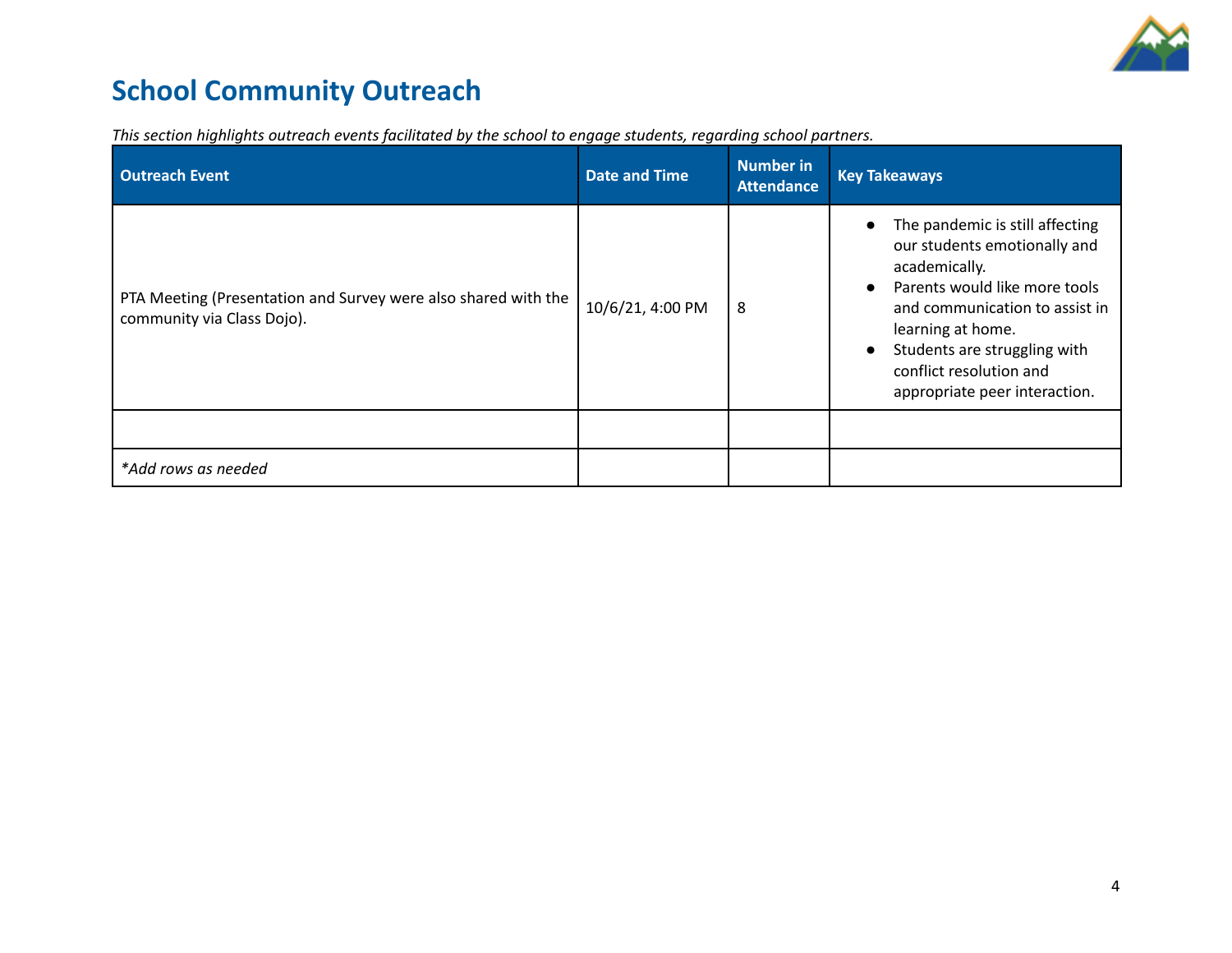## School Community Outreach

*This section highlights outreach events facilitated by the school to engage students, regarding school partners.*

| Outreach Event | Date and Time | Number in Attendance | Key Takeaways |
|---|---|---|---|
| PTA Meeting (Presentation and Survey were also shared with the community via Class Dojo). | 10/6/21, 4:00 PM | 8 | • The pandemic is still affecting our students emotionally and academically.<br>• Parents would like more tools and communication to assist in learning at home.<br>• Students are struggling with conflict resolution and appropriate peer interaction. |
| | | | |
| *\*Add rows as needed* | | | |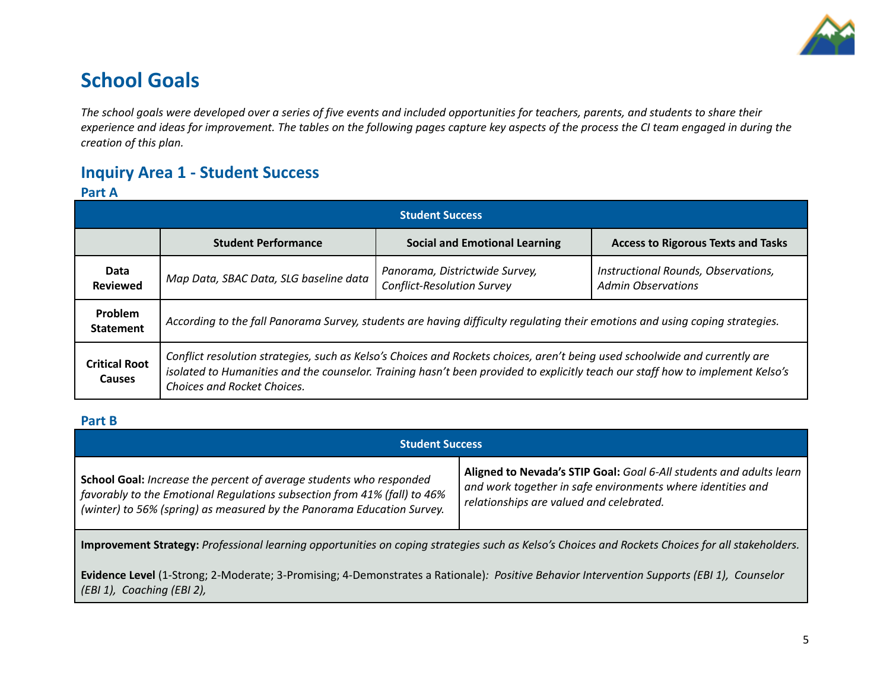# School Goals

*The school goals were developed over a series of five events and included opportunities for teachers, parents, and students to share their experience and ideas for improvement. The tables on the following pages capture key aspects of the process the CI team engaged in during the creation of this plan.*

## Inquiry Area 1 - Student Success

### Part A

| Student Success | | | |
|---|---|---|---|
| | **Student Performance** | **Social and Emotional Learning** | **Access to Rigorous Texts and Tasks** |
| **Data Reviewed** | *Map Data, SBAC Data, SLG baseline data* | *Panorama, Districtwide Survey, Conflict-Resolution Survey* | *Instructional Rounds, Observations, Admin Observations* |
| **Problem Statement** | *According to the fall Panorama Survey, students are having difficulty regulating their emotions and using coping strategies.* | | |
| **Critical Root Causes** | *Conflict resolution strategies, such as Kelso's Choices and Rockets choices, aren't being used schoolwide and currently are isolated to Humanities and the counselor. Training hasn't been provided to explicitly teach our staff how to implement Kelso's Choices and Rocket Choices.* | | |

### Part B

| Student Success | |
|---|---|
| **School Goal:** *Increase the percent of average students who responded favorably to the Emotional Regulations subsection from 41% (fall) to 46% (winter) to 56% (spring) as measured by the Panorama Education Survey.* | **Aligned to Nevada's STIP Goal:** *Goal 6-All students and adults learn and work together in safe environments where identities and relationships are valued and celebrated.* |
| **Improvement Strategy:** *Professional learning opportunities on coping strategies such as Kelso's Choices and Rockets Choices for all stakeholders.*<br><br>**Evidence Level** (1-Strong; 2-Moderate; 3-Promising; 4-Demonstrates a Rationale)*: Positive Behavior Intervention Supports (EBI 1), Counselor (EBI 1), Coaching (EBI 2),* | |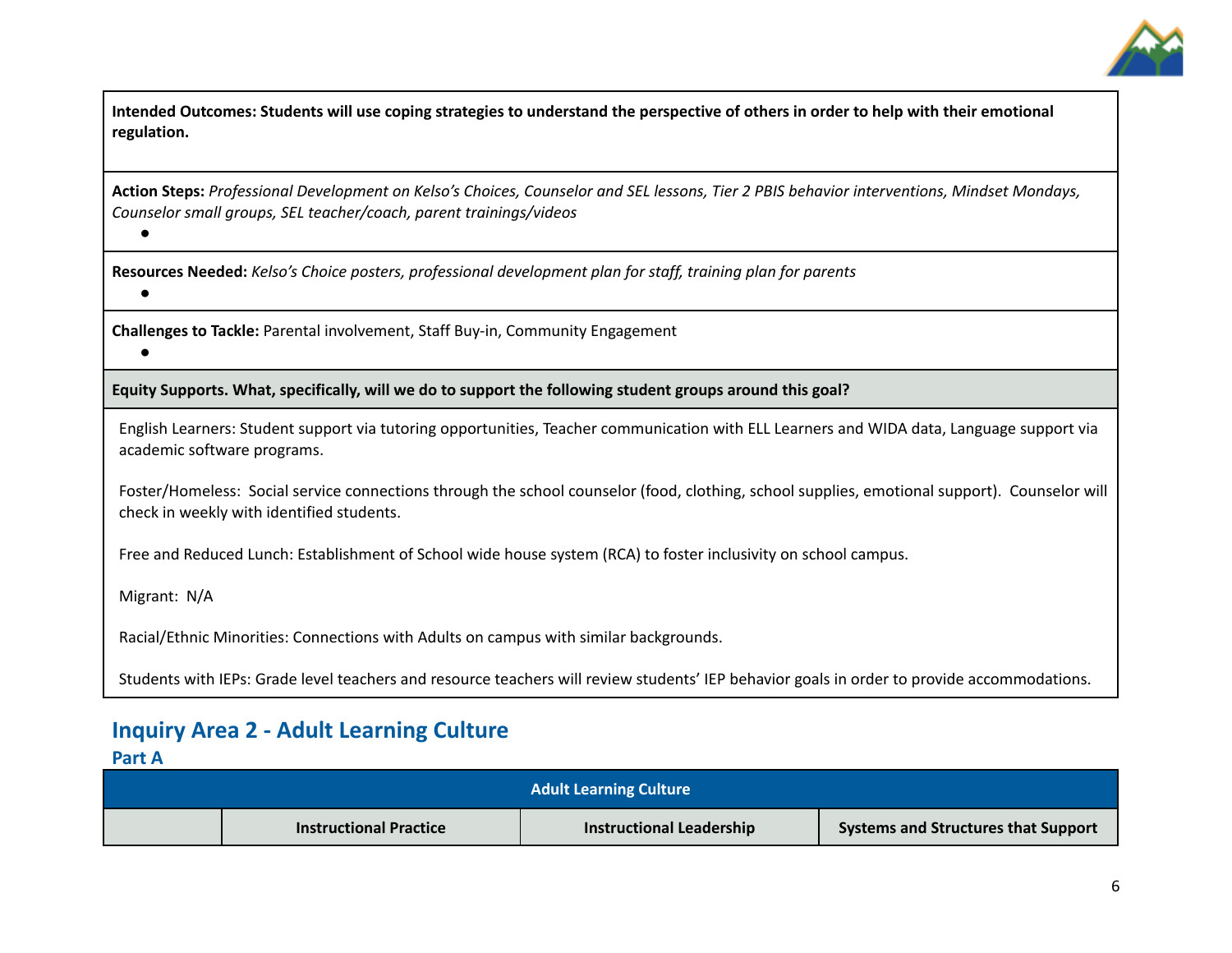**Intended Outcomes: Students will use coping strategies to understand the perspective of others in order to help with their emotional regulation.**

**Action Steps:** *Professional Development on Kelso's Choices, Counselor and SEL lessons, Tier 2 PBIS behavior interventions, Mindset Mondays, Counselor small groups, SEL teacher/coach, parent trainings/videos*

-

**Resources Needed:** *Kelso's Choice posters, professional development plan for staff, training plan for parents*

-

**Challenges to Tackle:** Parental involvement, Staff Buy-in, Community Engagement

-

**Equity Supports. What, specifically, will we do to support the following student groups around this goal?**

English Learners: Student support via tutoring opportunities, Teacher communication with ELL Learners and WIDA data, Language support via academic software programs.

Foster/Homeless: Social service connections through the school counselor (food, clothing, school supplies, emotional support). Counselor will check in weekly with identified students.

Free and Reduced Lunch: Establishment of School wide house system (RCA) to foster inclusivity on school campus.

Migrant: N/A

Racial/Ethnic Minorities: Connections with Adults on campus with similar backgrounds.

Students with IEPs: Grade level teachers and resource teachers will review students' IEP behavior goals in order to provide accommodations.

## Inquiry Area 2 - Adult Learning Culture

### Part A

| Adult Learning Culture | | | |
|---|---|---|---|
| | **Instructional Practice** | **Instructional Leadership** | **Systems and Structures that Support** |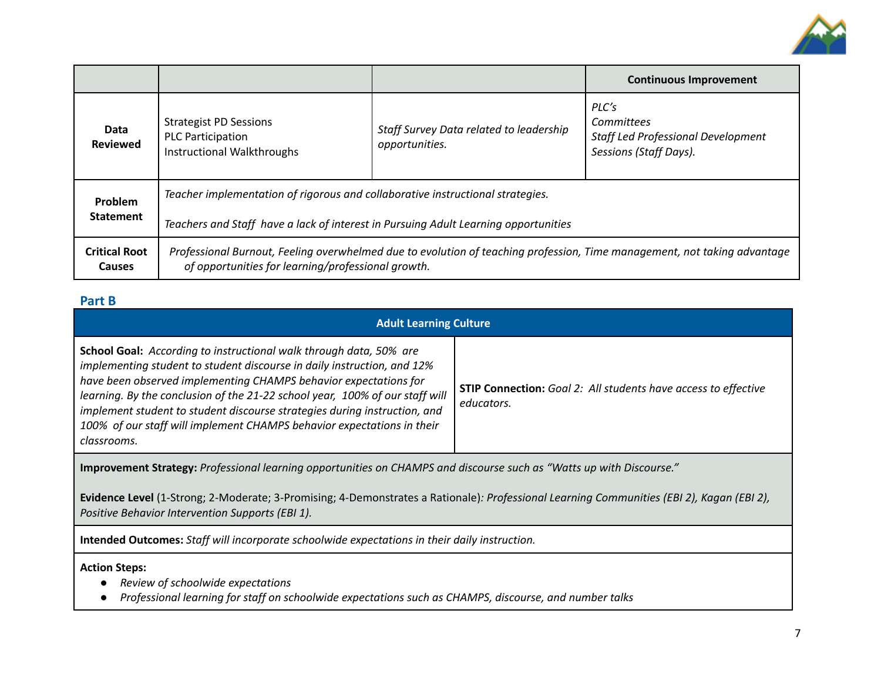| | | | Continuous Improvement |
|---|---|---|---|
| **Data Reviewed** | Strategist PD Sessions<br>PLC Participation<br>Instructional Walkthroughs | *Staff Survey Data related to leadership opportunities.* | *PLC's*<br>*Committees*<br>*Staff Led Professional Development Sessions (Staff Days).* |
| **Problem Statement** | *Teacher implementation of rigorous and collaborative instructional strategies.*<br><br>*Teachers and Staff have a lack of interest in Pursuing Adult Learning opportunities* | | |
| **Critical Root Causes** | *Professional Burnout, Feeling overwhelmed due to evolution of teaching profession, Time management, not taking advantage of opportunities for learning/professional growth.* | | |

## Part B

| Adult Learning Culture | |
|---|---|
| **School Goal:** *According to instructional walk through data, 50% are implementing student to student discourse in daily instruction, and 12% have been observed implementing CHAMPS behavior expectations for learning. By the conclusion of the 21-22 school year, 100% of our staff will implement student to student discourse strategies during instruction, and 100% of our staff will implement CHAMPS behavior expectations in their classrooms.* | **STIP Connection:** *Goal 2: All students have access to effective educators.* |
| **Improvement Strategy:** *Professional learning opportunities on CHAMPS and discourse such as "Watts up with Discourse."*<br><br>**Evidence Level** (1-Strong; 2-Moderate; 3-Promising; 4-Demonstrates a Rationale)*: Professional Learning Communities (EBI 2), Kagan (EBI 2), Positive Behavior Intervention Supports (EBI 1).* | |
| **Intended Outcomes:** *Staff will incorporate schoolwide expectations in their daily instruction.* | |
| **Action Steps:**<br>● *Review of schoolwide expectations*<br>● *Professional learning for staff on schoolwide expectations such as CHAMPS, discourse, and number talks* | |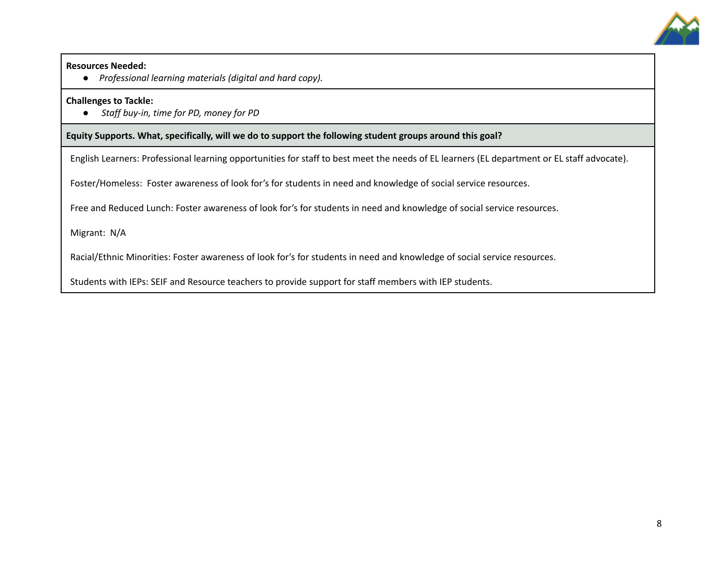**Resources Needed:**

- *Professional learning materials (digital and hard copy).*

**Challenges to Tackle:**

- *Staff buy-in, time for PD, money for PD*

**Equity Supports. What, specifically, will we do to support the following student groups around this goal?**

English Learners: Professional learning opportunities for staff to best meet the needs of EL learners (EL department or EL staff advocate).

Foster/Homeless: Foster awareness of look for's for students in need and knowledge of social service resources.

Free and Reduced Lunch: Foster awareness of look for's for students in need and knowledge of social service resources.

Migrant: N/A

Racial/Ethnic Minorities: Foster awareness of look for's for students in need and knowledge of social service resources.

Students with IEPs: SEIF and Resource teachers to provide support for staff members with IEP students.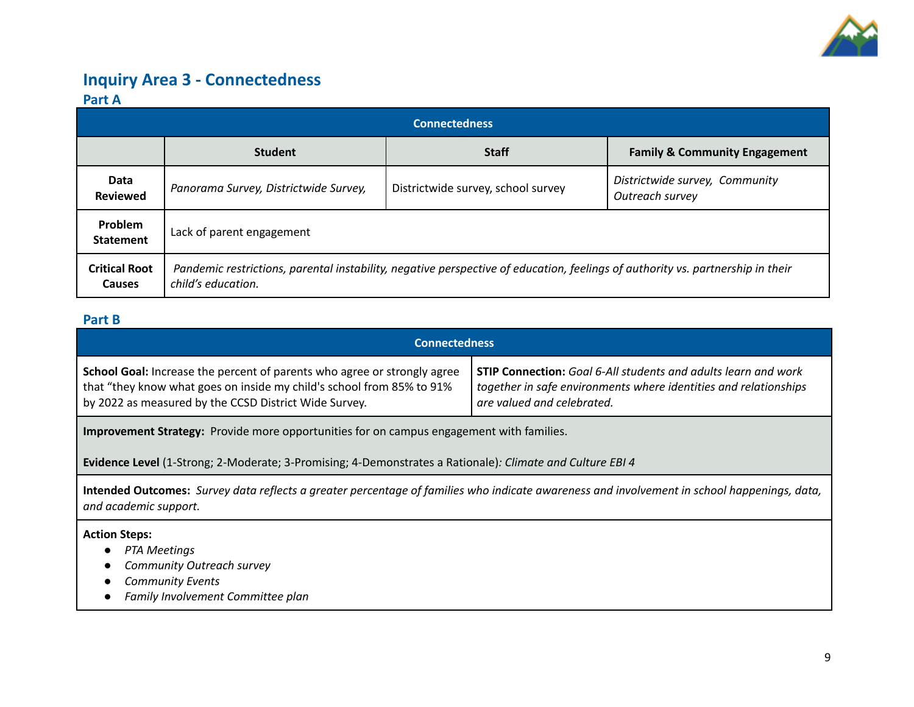## Inquiry Area 3 - Connectedness

### Part A

| Connectedness | | | |
|---|---|---|---|
| | **Student** | **Staff** | **Family & Community Engagement** |
| **Data Reviewed** | *Panorama Survey, Districtwide Survey,* | Districtwide survey, school survey | *Districtwide survey, Community Outreach survey* |
| **Problem Statement** | Lack of parent engagement | | |
| **Critical Root Causes** | *Pandemic restrictions, parental instability, negative perspective of education, feelings of authority vs. partnership in their child's education.* | | |

### Part B

| Connectedness | |
|---|---|
| **School Goal:** Increase the percent of parents who agree or strongly agree that "they know what goes on inside my child's school from 85% to 91% by 2022 as measured by the CCSD District Wide Survey. | **STIP Connection:** *Goal 6-All students and adults learn and work together in safe environments where identities and relationships are valued and celebrated.* |
| **Improvement Strategy:** Provide more opportunities for on campus engagement with families.<br><br>**Evidence Level** (1-Strong; 2-Moderate; 3-Promising; 4-Demonstrates a Rationale)*: Climate and Culture EBI 4* | |
| **Intended Outcomes:** *Survey data reflects a greater percentage of families who indicate awareness and involvement in school happenings, data, and academic support.* | |
| **Action Steps:**<br>● *PTA Meetings*<br>● *Community Outreach survey*<br>● *Community Events*<br>● *Family Involvement Committee plan* | |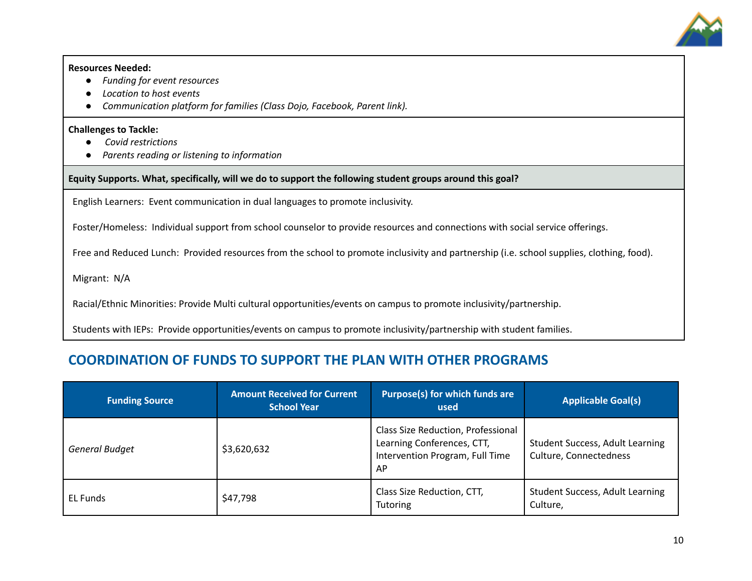**Resources Needed:**

- *Funding for event resources*
- *Location to host events*
- *Communication platform for families (Class Dojo, Facebook, Parent link).*

**Challenges to Tackle:**

- *Covid restrictions*
- *Parents reading or listening to information*

**Equity Supports. What, specifically, will we do to support the following student groups around this goal?**

English Learners: Event communication in dual languages to promote inclusivity.

Foster/Homeless: Individual support from school counselor to provide resources and connections with social service offerings.

Free and Reduced Lunch: Provided resources from the school to promote inclusivity and partnership (i.e. school supplies, clothing, food).

Migrant: N/A

Racial/Ethnic Minorities: Provide Multi cultural opportunities/events on campus to promote inclusivity/partnership.

Students with IEPs: Provide opportunities/events on campus to promote inclusivity/partnership with student families.

## COORDINATION OF FUNDS TO SUPPORT THE PLAN WITH OTHER PROGRAMS

| Funding Source | Amount Received for Current School Year | Purpose(s) for which funds are used | Applicable Goal(s) |
|---|---|---|---|
| *General Budget* | $3,620,632 | Class Size Reduction, Professional Learning Conferences, CTT, Intervention Program, Full Time AP | Student Success, Adult Learning Culture, Connectedness |
| EL Funds | $47,798 | Class Size Reduction, CTT, Tutoring | Student Success, Adult Learning Culture, |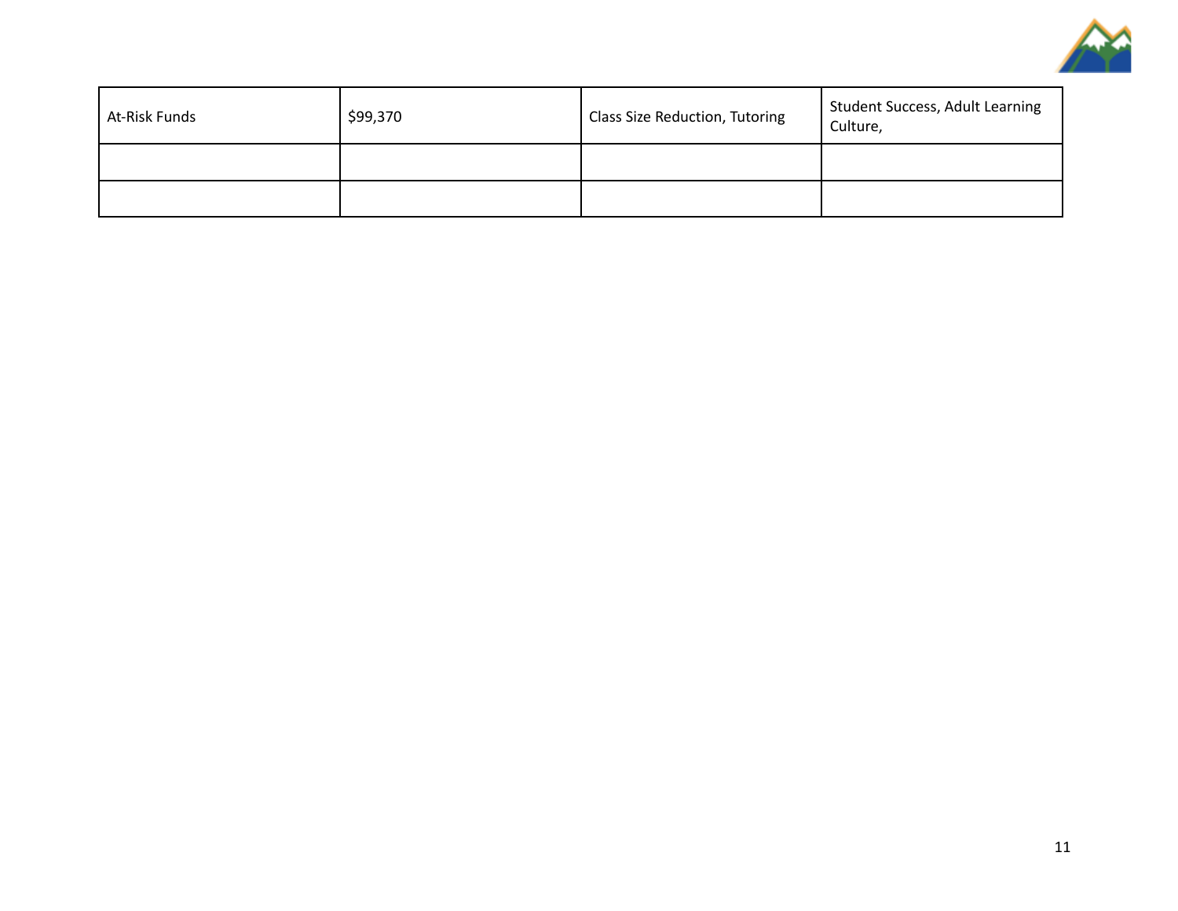| | | | |
|---|---|---|---|
| At-Risk Funds | $99,370 | Class Size Reduction, Tutoring | Student Success, Adult Learning Culture, |
| | | | |
| | | | |